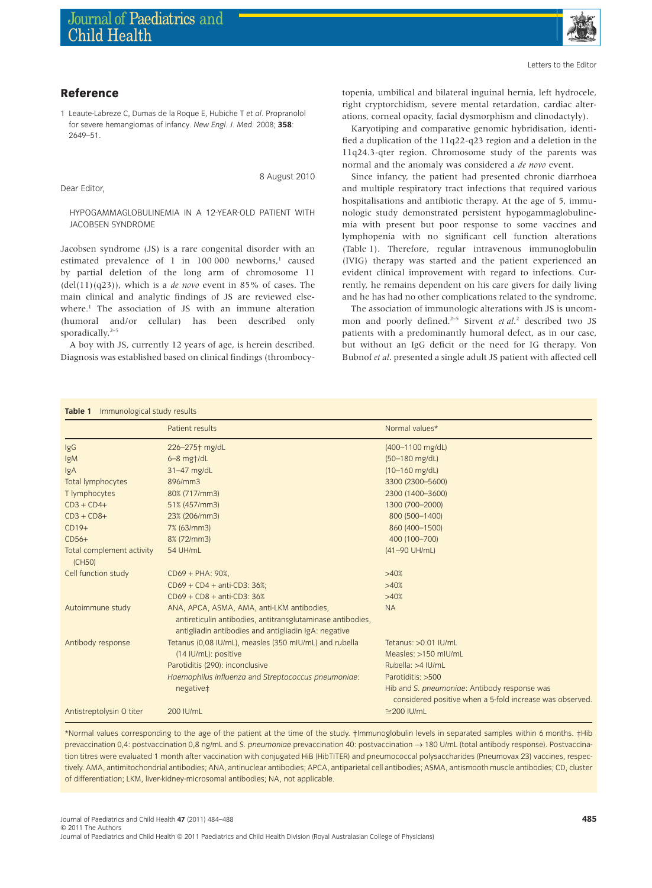## Reference

1 Leaute-Labreze C, Dumas de la Roque E, Hubiche T *et al*. Propranolol for severe hemangiomas of infancy. *New Engl. J. Med.* 2008; **358**: 2649–51.

8 August 2010

Dear Editor,

HYPOGAMMAGLOBULINEMIA IN A 12-YEAR-OLD PATIENT WITH JACOBSEN SYNDROME

Jacobsen syndrome (JS) is a rare congenital disorder with an estimated prevalence of 1 in 100 000 newborns,[1] caused by partial deletion of the long arm of chromosome 11 (del(11)(q23)), which is a *de novo* event in 85% of cases. The main clinical and analytic findings of JS are reviewed elsewhere.[1] The association of JS with an immune alteration (humoral and/or cellular) has been described only sporadically.[2–5]

A boy with JS, currently 12 years of age, is herein described. Diagnosis was established based on clinical findings (thrombocytopenia, umbilical and bilateral inguinal hernia, left hydrocele, right cryptorchidism, severe mental retardation, cardiac alterations, corneal opacity, facial dysmorphism and clinodactyly).

Karyotiping and comparative genomic hybridisation, identified a duplication of the 11q22-q23 region and a deletion in the 11q24.3-qter region. Chromosome study of the parents was normal and the anomaly was considered a *de novo* event.

Since infancy, the patient had presented chronic diarrhoea and multiple respiratory tract infections that required various hospitalisations and antibiotic therapy. At the age of 5, immunologic study demonstrated persistent hypogammaglobulinemia with present but poor response to some vaccines and lymphopenia with no significant cell function alterations (Table 1). Therefore, regular intravenous immunoglobulin (IVIG) therapy was started and the patient experienced an evident clinical improvement with regard to infections. Currently, he remains dependent on his care givers for daily living and he has had no other complications related to the syndrome.

The association of immunologic alterations with JS is uncommon and poorly defined.[2–5] Sirvent *et al*.[2] described two JS patients with a predominantly humoral defect, as in our case, but without an IgG deficit or the need for IG therapy. Von Bubnof *et al*. presented a single adult JS patient with affected cell

**Table 1** Immunological study results

| | Patient results | Normal values* |
|---|---|---|
| IgG | 226–275† mg/dL | (400–1100 mg/dL) |
| IgM | 6–8 mg†/dL | (50–180 mg/dL) |
| IgA | 31–47 mg/dL | (10–160 mg/dL) |
| Total lymphocytes | 896/mm3 | 3300 (2300–5600) |
| T lymphocytes | 80% (717/mm3) | 2300 (1400–3600) |
| CD3 + CD4+ | 51% (457/mm3) | 1300 (700–2000) |
| CD3 + CD8+ | 23% (206/mm3) | 800 (500–1400) |
| CD19+ | 7% (63/mm3) | 860 (400–1500) |
| CD56+ | 8% (72/mm3) | 400 (100–700) |
| Total complement activity (CH50) | 54 UH/mL | (41–90 UH/mL) |
| Cell function study | CD69 + PHA: 90%, | >40% |
| | CD69 + CD4 + anti-CD3: 36%; | >40% |
| | CD69 + CD8 + anti-CD3: 36% | >40% |
| Autoimmune study | ANA, APCA, ASMA, AMA, anti-LKM antibodies, antireticulin antibodies, antitransglutaminase antibodies, antigliadin antibodies and antigliadin IgA: negative | NA |
| Antibody response | Tetanus (0,08 IU/mL), measles (350 mIU/mL) and rubella (14 IU/mL): positive | Tetanus: >0.01 IU/mL |
| | Parotiditis (290): inconclusive | Measles: >150 mIU/mL |
| | *Haemophilus influenza* and *Streptococcus pneumoniae*: negative‡ | Rubella: >4 IU/mL |
| | | Parotiditis: >500 |
| | | Hib and *S. pneumoniae*: Antibody response was considered positive when a 5-fold increase was observed. |
| Antistreptolysin O titer | 200 IU/mL | ≥200 IU/mL |

*Normal values corresponding to the age of the patient at the time of the study. †Immunoglobulin levels in separated samples within 6 months. ‡Hib prevaccination 0,4: postvaccination 0,8 ng/mL and *S. pneumoniae* prevaccination 40: postvaccination → 180 U/mL (total antibody response). Postvaccination titres were evaluated 1 month after vaccination with conjugated HiB (HibTITER) and pneumococcal polysaccharides (Pneumovax 23) vaccines, respectively. AMA, antimitochondrial antibodies; ANA, antinuclear antibodies; APCA, antiparietal cell antibodies; ASMA, antismooth muscle antibodies; CD, cluster of differentiation; LKM, liver-kidney-microsomal antibodies; NA, not applicable.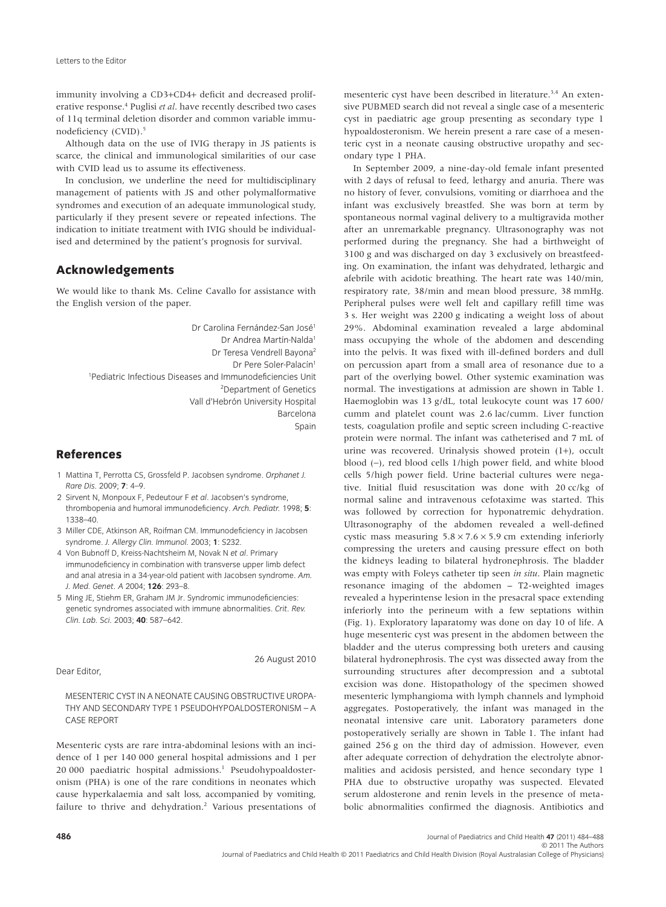immunity involving a CD3+CD4+ deficit and decreased proliferative response.[4] Puglisi *et al*. have recently described two cases of 11q terminal deletion disorder and common variable immunodeficiency (CVID).[5]

Although data on the use of IVIG therapy in JS patients is scarce, the clinical and immunological similarities of our case with CVID lead us to assume its effectiveness.

In conclusion, we underline the need for multidisciplinary management of patients with JS and other polymalformative syndromes and execution of an adequate immunological study, particularly if they present severe or repeated infections. The indication to initiate treatment with IVIG should be individualised and determined by the patient's prognosis for survival.

## Acknowledgements

We would like to thank Ms. Celine Cavallo for assistance with the English version of the paper.

Dr Carolina Fernández-San José[1]
Dr Andrea Martín-Nalda[1]
Dr Teresa Vendrell Bayona[2]
Dr Pere Soler-Palacín[1]
[1]Pediatric Infectious Diseases and Immunodeficiencies Unit
[2]Department of Genetics
Vall d'Hebrón University Hospital
Barcelona
Spain

## References

1. Mattina T, Perrotta CS, Grossfeld P. Jacobsen syndrome. *Orphanet J. Rare Dis.* 2009; **7**: 4–9.
2. Sirvent N, Monpoux F, Pedeutour F *et al*. Jacobsen's syndrome, thrombopenia and humoral immunodeficiency. *Arch. Pediatr.* 1998; **5**: 1338–40.
3. Miller CDE, Atkinson AR, Roifman CM. Immunodeficiency in Jacobsen syndrome. *J. Allergy Clin. Immunol.* 2003; **1**: S232.
4. Von Bubnoff D, Kreiss-Nachtsheim M, Novak N *et al*. Primary immunodeficiency in combination with transverse upper limb defect and anal atresia in a 34-year-old patient with Jacobsen syndrome. *Am. J. Med. Genet. A* 2004; **126**: 293–8.
5. Ming JE, Stiehm ER, Graham JM Jr. Syndromic immunodeficiencies: genetic syndromes associated with immune abnormalities. *Crit. Rev. Clin. Lab. Sci.* 2003; **40**: 587–642.

26 August 2010

Dear Editor,

MESENTERIC CYST IN A NEONATE CAUSING OBSTRUCTIVE UROPATHY AND SECONDARY TYPE 1 PSEUDOHYPOALDOSTERONISM – A CASE REPORT

Mesenteric cysts are rare intra-abdominal lesions with an incidence of 1 per 140 000 general hospital admissions and 1 per 20 000 paediatric hospital admissions.[1] Pseudohypoaldosteronism (PHA) is one of the rare conditions in neonates which cause hyperkalaemia and salt loss, accompanied by vomiting, failure to thrive and dehydration.[2] Various presentations of mesenteric cyst have been described in literature.[3,4] An extensive PUBMED search did not reveal a single case of a mesenteric cyst in paediatric age group presenting as secondary type 1 hypoaldosteronism. We herein present a rare case of a mesenteric cyst in a neonate causing obstructive uropathy and secondary type 1 PHA.

In September 2009, a nine-day-old female infant presented with 2 days of refusal to feed, lethargy and anuria. There was no history of fever, convulsions, vomiting or diarrhoea and the infant was exclusively breastfed. She was born at term by spontaneous normal vaginal delivery to a multigravida mother after an unremarkable pregnancy. Ultrasonography was not performed during the pregnancy. She had a birthweight of 3100 g and was discharged on day 3 exclusively on breastfeeding. On examination, the infant was dehydrated, lethargic and afebrile with acidotic breathing. The heart rate was 140/min, respiratory rate, 38/min and mean blood pressure, 38 mmHg. Peripheral pulses were well felt and capillary refill time was 3 s. Her weight was 2200 g indicating a weight loss of about 29%. Abdominal examination revealed a large abdominal mass occupying the whole of the abdomen and descending into the pelvis. It was fixed with ill-defined borders and dull on percussion apart from a small area of resonance due to a part of the overlying bowel. Other systemic examination was normal. The investigations at admission are shown in Table 1. Haemoglobin was 13 g/dL, total leukocyte count was 17 600/cumm and platelet count was 2.6 lac/cumm. Liver function tests, coagulation profile and septic screen including C-reactive protein were normal. The infant was catheterised and 7 mL of urine was recovered. Urinalysis showed protein (1+), occult blood (–), red blood cells 1/high power field, and white blood cells 5/high power field. Urine bacterial cultures were negative. Initial fluid resuscitation was done with 20 cc/kg of normal saline and intravenous cefotaxime was started. This was followed by correction for hyponatremic dehydration. Ultrasonography of the abdomen revealed a well-defined cystic mass measuring $5.8 \times 7.6 \times 5.9$ cm extending inferiorly compressing the ureters and causing pressure effect on both the kidneys leading to bilateral hydronephrosis. The bladder was empty with Foleys catheter tip seen *in situ*. Plain magnetic resonance imaging of the abdomen – T2-weighted images revealed a hyperintense lesion in the presacral space extending inferiorly into the perineum with a few septations within (Fig. 1). Exploratory laparatomy was done on day 10 of life. A huge mesenteric cyst was present in the abdomen between the bladder and the uterus compressing both ureters and causing bilateral hydronephrosis. The cyst was dissected away from the surrounding structures after decompression and a subtotal excision was done. Histopathology of the specimen showed mesenteric lymphangioma with lymph channels and lymphoid aggregates. Postoperatively, the infant was managed in the neonatal intensive care unit. Laboratory parameters done postoperatively serially are shown in Table 1. The infant had gained 256 g on the third day of admission. However, even after adequate correction of dehydration the electrolyte abnormalities and acidosis persisted, and hence secondary type 1 PHA due to obstructive uropathy was suspected. Elevated serum aldosterone and renin levels in the presence of metabolic abnormalities confirmed the diagnosis. Antibiotics and